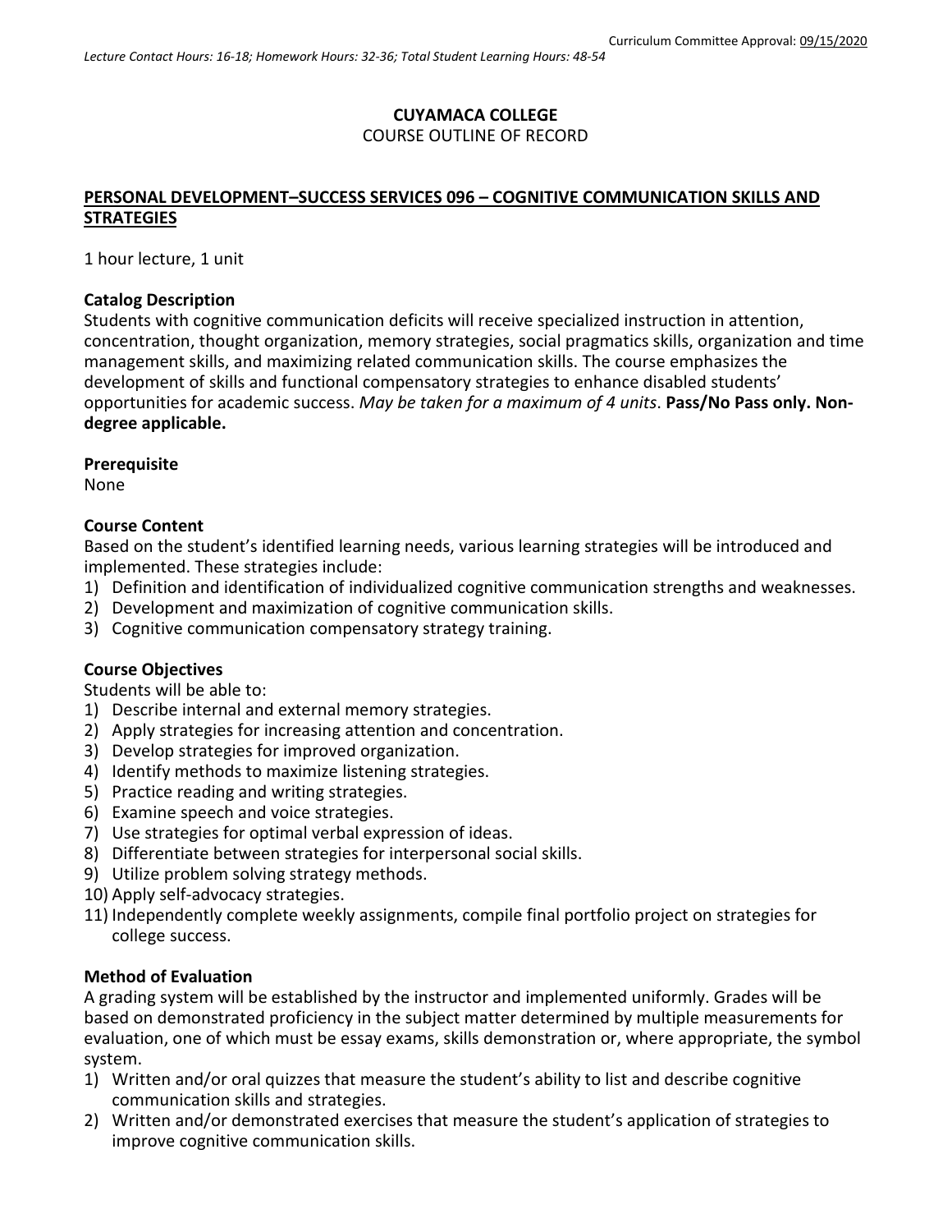Curriculum Committee Approval: 09/15/2020

*Lecture Contact Hours: 16-18; Homework Hours: 32-36; Total Student Learning Hours: 48-54*

**CUYAMACA COLLEGE**

COURSE OUTLINE OF RECORD

## PERSONAL DEVELOPMENT–SUCCESS SERVICES 096 – COGNITIVE COMMUNICATION SKILLS AND STRATEGIES

1 hour lecture, 1 unit

### Catalog Description

Students with cognitive communication deficits will receive specialized instruction in attention, concentration, thought organization, memory strategies, social pragmatics skills, organization and time management skills, and maximizing related communication skills. The course emphasizes the development of skills and functional compensatory strategies to enhance disabled students' opportunities for academic success. *May be taken for a maximum of 4 units*. **Pass/No Pass only. Non-degree applicable.**

### Prerequisite

None

### Course Content

Based on the student's identified learning needs, various learning strategies will be introduced and implemented. These strategies include:

1) Definition and identification of individualized cognitive communication strengths and weaknesses.
2) Development and maximization of cognitive communication skills.
3) Cognitive communication compensatory strategy training.

### Course Objectives

Students will be able to:

1) Describe internal and external memory strategies.
2) Apply strategies for increasing attention and concentration.
3) Develop strategies for improved organization.
4) Identify methods to maximize listening strategies.
5) Practice reading and writing strategies.
6) Examine speech and voice strategies.
7) Use strategies for optimal verbal expression of ideas.
8) Differentiate between strategies for interpersonal social skills.
9) Utilize problem solving strategy methods.
10) Apply self-advocacy strategies.
11) Independently complete weekly assignments, compile final portfolio project on strategies for college success.

### Method of Evaluation

A grading system will be established by the instructor and implemented uniformly. Grades will be based on demonstrated proficiency in the subject matter determined by multiple measurements for evaluation, one of which must be essay exams, skills demonstration or, where appropriate, the symbol system.

1) Written and/or oral quizzes that measure the student's ability to list and describe cognitive communication skills and strategies.
2) Written and/or demonstrated exercises that measure the student's application of strategies to improve cognitive communication skills.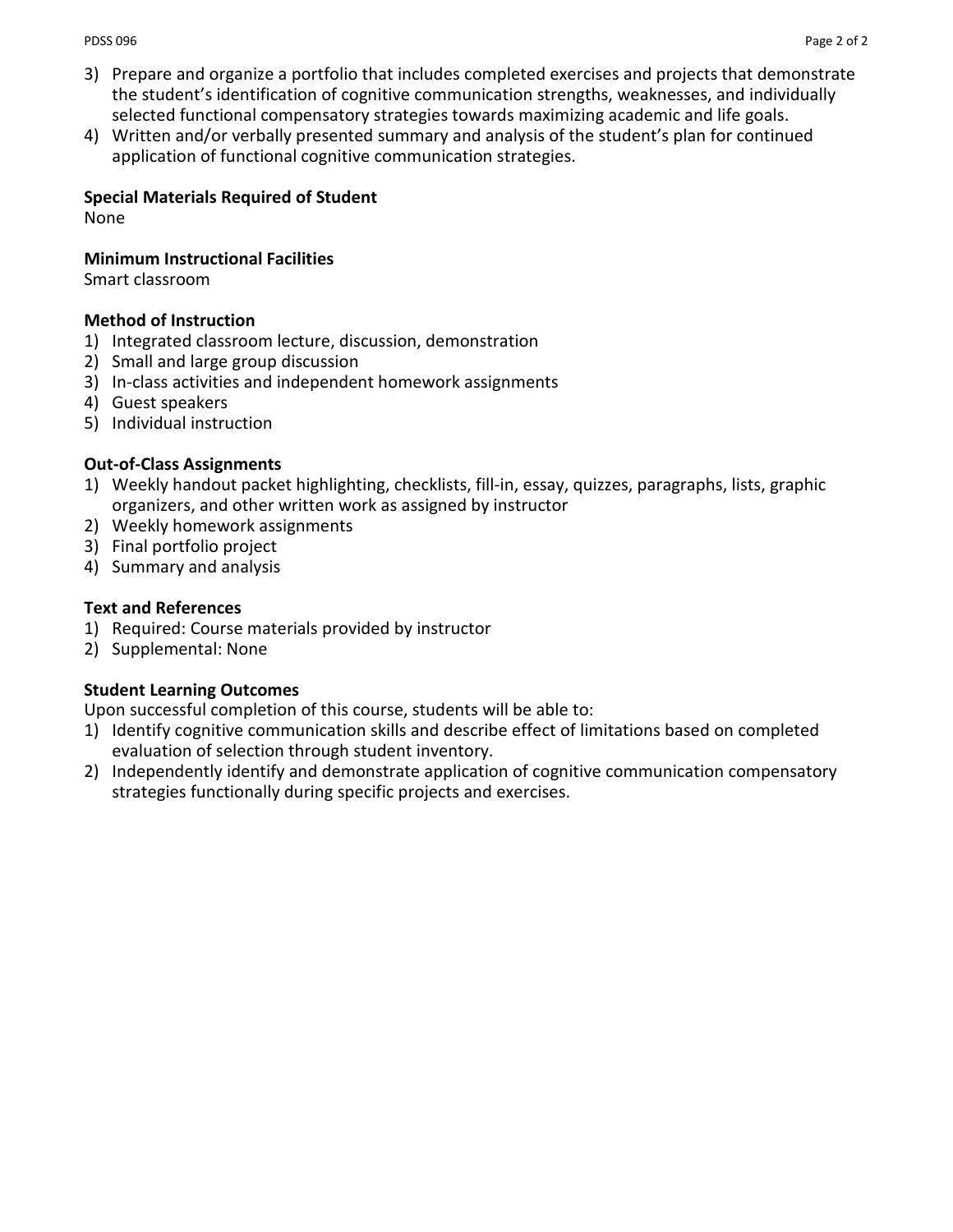3) Prepare and organize a portfolio that includes completed exercises and projects that demonstrate the student's identification of cognitive communication strengths, weaknesses, and individually selected functional compensatory strategies towards maximizing academic and life goals.
4) Written and/or verbally presented summary and analysis of the student's plan for continued application of functional cognitive communication strategies.

**Special Materials Required of Student**

None

**Minimum Instructional Facilities**

Smart classroom

**Method of Instruction**

1) Integrated classroom lecture, discussion, demonstration
2) Small and large group discussion
3) In-class activities and independent homework assignments
4) Guest speakers
5) Individual instruction

**Out-of-Class Assignments**

1) Weekly handout packet highlighting, checklists, fill-in, essay, quizzes, paragraphs, lists, graphic organizers, and other written work as assigned by instructor
2) Weekly homework assignments
3) Final portfolio project
4) Summary and analysis

**Text and References**

1) Required: Course materials provided by instructor
2) Supplemental: None

**Student Learning Outcomes**

Upon successful completion of this course, students will be able to:

1) Identify cognitive communication skills and describe effect of limitations based on completed evaluation of selection through student inventory.
2) Independently identify and demonstrate application of cognitive communication compensatory strategies functionally during specific projects and exercises.